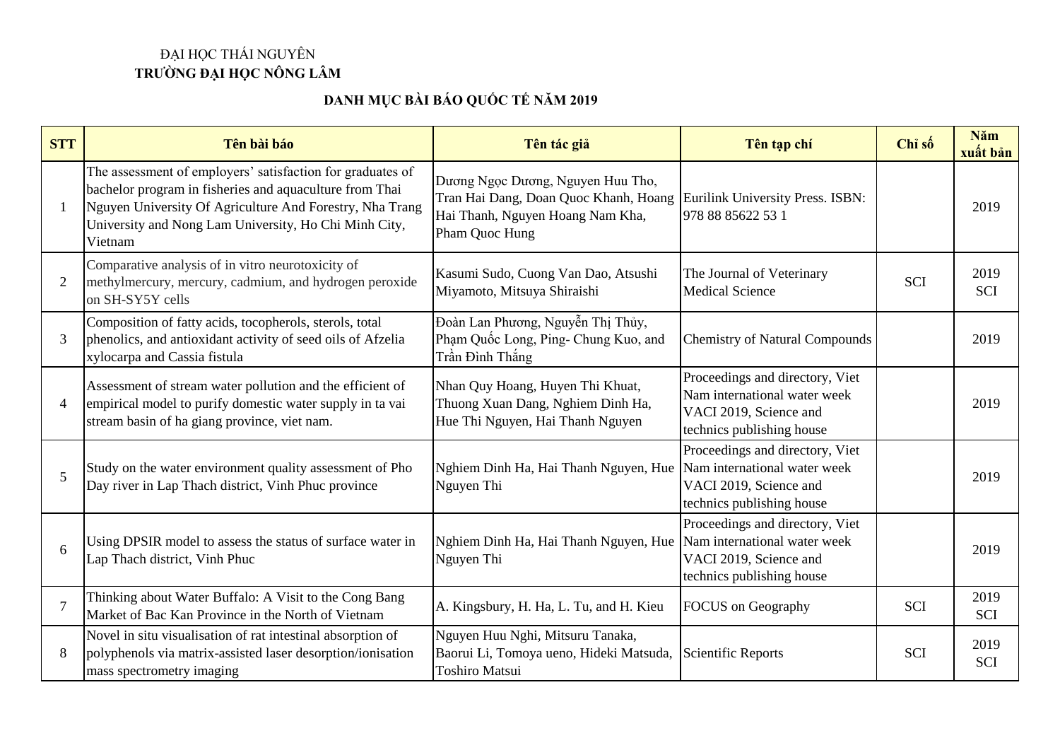ĐẠI HỌC THÁI NGUYÊN
**TRƯỜNG ĐẠI HỌC NÔNG LÂM**

## DANH MỤC BÀI BÁO QUỐC TẾ NĂM 2019

| STT | Tên bài báo | Tên tác giả | Tên tạp chí | Chỉ số | Năm xuất bản |
|---|---|---|---|---|---|
| 1 | The assessment of employers' satisfaction for graduates of bachelor program in fisheries and aquaculture from Thai Nguyen University Of Agriculture And Forestry, Nha Trang University and Nong Lam University, Ho Chi Minh City, Vietnam | Dương Ngọc Dương, Nguyen Huu Tho, Tran Hai Dang, Doan Quoc Khanh, Hoang Hai Thanh, Nguyen Hoang Nam Kha, Pham Quoc Hung | Eurilink University Press. ISBN: 978 88 85622 53 1 | | 2019 |
| 2 | Comparative analysis of in vitro neurotoxicity of methylmercury, mercury, cadmium, and hydrogen peroxide on SH-SY5Y cells | Kasumi Sudo, Cuong Van Dao, Atsushi Miyamoto, Mitsuya Shiraishi | The Journal of Veterinary Medical Science | SCI | 2019 SCI |
| 3 | Composition of fatty acids, tocopherols, sterols, total phenolics, and antioxidant activity of seed oils of Afzelia xylocarpa and Cassia fistula | Đoàn Lan Phương, Nguyễn Thị Thủy, Phạm Quốc Long, Ping- Chung Kuo, and Trần Đình Thắng | Chemistry of Natural Compounds | | 2019 |
| 4 | Assessment of stream water pollution and the efficient of empirical model to purify domestic water supply in ta vai stream basin of ha giang province, viet nam. | Nhan Quy Hoang, Huyen Thi Khuat, Thuong Xuan Dang, Nghiem Dinh Ha, Hue Thi Nguyen, Hai Thanh Nguyen | Proceedings and directory, Viet Nam international water week VACI 2019, Science and technics publishing house | | 2019 |
| 5 | Study on the water environment quality assessment of Pho Day river in Lap Thach district, Vinh Phuc province | Nghiem Dinh Ha, Hai Thanh Nguyen, Hue Nguyen Thi | Proceedings and directory, Viet Nam international water week VACI 2019, Science and technics publishing house | | 2019 |
| 6 | Using DPSIR model to assess the status of surface water in Lap Thach district, Vinh Phuc | Nghiem Dinh Ha, Hai Thanh Nguyen, Hue Nguyen Thi | Proceedings and directory, Viet Nam international water week VACI 2019, Science and technics publishing house | | 2019 |
| 7 | Thinking about Water Buffalo: A Visit to the Cong Bang Market of Bac Kan Province in the North of Vietnam | A. Kingsbury, H. Ha, L. Tu, and H. Kieu | FOCUS on Geography | SCI | 2019 SCI |
| 8 | Novel in situ visualisation of rat intestinal absorption of polyphenols via matrix-assisted laser desorption/ionisation mass spectrometry imaging | Nguyen Huu Nghi, Mitsuru Tanaka, Baorui Li, Tomoya ueno, Hideki Matsuda, Toshiro Matsui | Scientific Reports | SCI | 2019 SCI |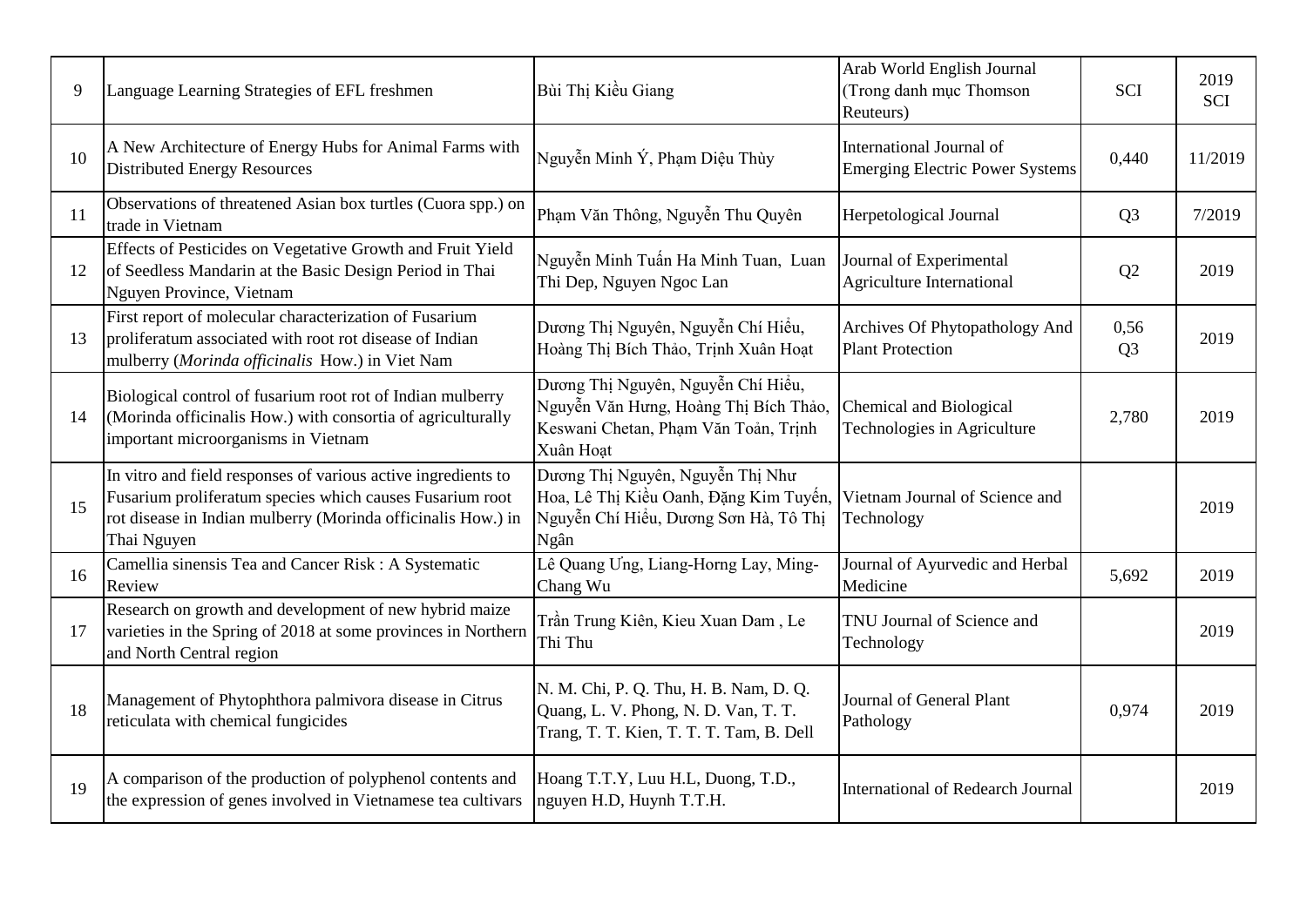| | | | | | |
|---|---|---|---|---|---|
| 9 | Language Learning Strategies of EFL freshmen | Bùi Thị Kiều Giang | Arab World English Journal (Trong danh mục Thomson Reuteurs) | SCI | 2019 SCI |
| 10 | A New Architecture of Energy Hubs for Animal Farms with Distributed Energy Resources | Nguyễn Minh Ý, Phạm Diệu Thùy | International Journal of Emerging Electric Power Systems | 0,440 | 11/2019 |
| 11 | Observations of threatened Asian box turtles (Cuora spp.) on trade in Vietnam | Phạm Văn Thông, Nguyễn Thu Quyên | Herpetological Journal | Q3 | 7/2019 |
| 12 | Effects of Pesticides on Vegetative Growth and Fruit Yield of Seedless Mandarin at the Basic Design Period in Thai Nguyen Province, Vietnam | Nguyễn Minh Tuấn Ha Minh Tuan, Luan Thi Dep, Nguyen Ngoc Lan | Journal of Experimental Agriculture International | Q2 | 2019 |
| 13 | First report of molecular characterization of Fusarium proliferatum associated with root rot disease of Indian mulberry (*Morinda officinalis* How.) in Viet Nam | Dương Thị Nguyên, Nguyễn Chí Hiểu, Hoàng Thị Bích Thảo, Trịnh Xuân Hoạt | Archives Of Phytopathology And Plant Protection | 0,56 Q3 | 2019 |
| 14 | Biological control of fusarium root rot of Indian mulberry (Morinda officinalis How.) with consortia of agriculturally important microorganisms in Vietnam | Dương Thị Nguyên, Nguyễn Chí Hiểu, Nguyễn Văn Hưng, Hoàng Thị Bích Thảo, Keswani Chetan, Phạm Văn Toản, Trịnh Xuân Hoạt | Chemical and Biological Technologies in Agriculture | 2,780 | 2019 |
| 15 | In vitro and field responses of various active ingredients to Fusarium proliferatum species which causes Fusarium root rot disease in Indian mulberry (Morinda officinalis How.) in Thai Nguyen | Dương Thị Nguyên, Nguyễn Thị Như Hoa, Lê Thị Kiều Oanh, Đặng Kim Tuyến, Nguyễn Chí Hiểu, Dương Sơn Hà, Tô Thị Ngân | Vietnam Journal of Science and Technology | | 2019 |
| 16 | Camellia sinensis Tea and Cancer Risk : A Systematic Review | Lê Quang Ưng, Liang-Horng Lay, Ming-Chang Wu | Journal of Ayurvedic and Herbal Medicine | 5,692 | 2019 |
| 17 | Research on growth and development of new hybrid maize varieties in the Spring of 2018 at some provinces in Northern and North Central region | Trần Trung Kiên, Kieu Xuan Dam , Le Thi Thu | TNU Journal of Science and Technology | | 2019 |
| 18 | Management of Phytophthora palmivora disease in Citrus reticulata with chemical fungicides | N. M. Chi, P. Q. Thu, H. B. Nam, D. Q. Quang, L. V. Phong, N. D. Van, T. T. Trang, T. T. Kien, T. T. T. Tam, B. Dell | Journal of General Plant Pathology | 0,974 | 2019 |
| 19 | A comparison of the production of polyphenol contents and the expression of genes involved in Vietnamese tea cultivars | Hoang T.T.Y, Luu H.L, Duong, T.D., nguyen H.D, Huynh T.T.H. | International of Redearch Journal | | 2019 |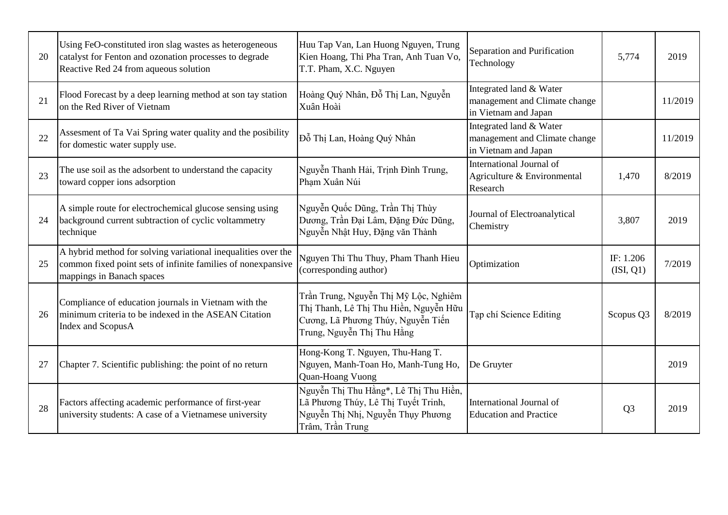| 20 | Using FeO-constituted iron slag wastes as heterogeneous catalyst for Fenton and ozonation processes to degrade Reactive Red 24 from aqueous solution | Huu Tap Van, Lan Huong Nguyen, Trung Kien Hoang, Thi Pha Tran, Anh Tuan Vo, T.T. Pham, X.C. Nguyen | Separation and Purification Technology | 5,774 | 2019 |
|---|---|---|---|---|---|
| 21 | Flood Forecast by a deep learning method at son tay station on the Red River of Vietnam | Hoàng Quý Nhân, Đỗ Thị Lan, Nguyễn Xuân Hoài | Integrated land & Water management and Climate change in Vietnam and Japan | | 11/2019 |
| 22 | Assesment of Ta Vai Spring water quality and the posibility for domestic water supply use. | Đỗ Thị Lan, Hoàng Quý Nhân | Integrated land & Water management and Climate change in Vietnam and Japan | | 11/2019 |
| 23 | The use soil as the adsorbent to understand the capacity toward copper ions adsorption | Nguyễn Thanh Hải, Trịnh Đình Trung, Phạm Xuân Núi | International Journal of Agriculture & Environmental Research | 1,470 | 8/2019 |
| 24 | A simple route for electrochemical glucose sensing using background current subtraction of cyclic voltammetry technique | Nguyễn Quốc Dũng, Trần Thị Thùy Dương, Trần Đại Lâm, Đặng Đức Dũng, Nguyễn Nhật Huy, Đặng văn Thành | Journal of Electroanalytical Chemistry | 3,807 | 2019 |
| 25 | A hybrid method for solving variational inequalities over the common fixed point sets of infinite families of nonexpansive mappings in Banach spaces | Nguyen Thi Thu Thuy, Pham Thanh Hieu (corresponding author) | Optimization | IF: 1.206 (ISI, Q1) | 7/2019 |
| 26 | Compliance of education journals in Vietnam with the minimum criteria to be indexed in the ASEAN Citation Index and ScopusA | Trần Trung, Nguyễn Thị Mỹ Lộc, Nghiêm Thị Thanh, Lê Thị Thu Hiền, Nguyễn Hữu Cương, Lã Phương Thúy, Nguyễn Tiến Trung, Nguyễn Thị Thu Hằng | Tạp chí Science Editing | Scopus Q3 | 8/2019 |
| 27 | Chapter 7. Scientific publishing: the point of no return | Hong-Kong T. Nguyen, Thu-Hang T. Nguyen, Manh-Toan Ho, Manh-Tung Ho, Quan-Hoang Vuong | De Gruyter | | 2019 |
| 28 | Factors affecting academic performance of first-year university students: A case of a Vietnamese university | Nguyễn Thị Thu Hằng*, Lê Thị Thu Hiền, Lã Phương Thúy, Lê Thị Tuyết Trinh, Nguyễn Thị Nhị, Nguyễn Thụy Phương Trâm, Trần Trung | International Journal of Education and Practice | Q3 | 2019 |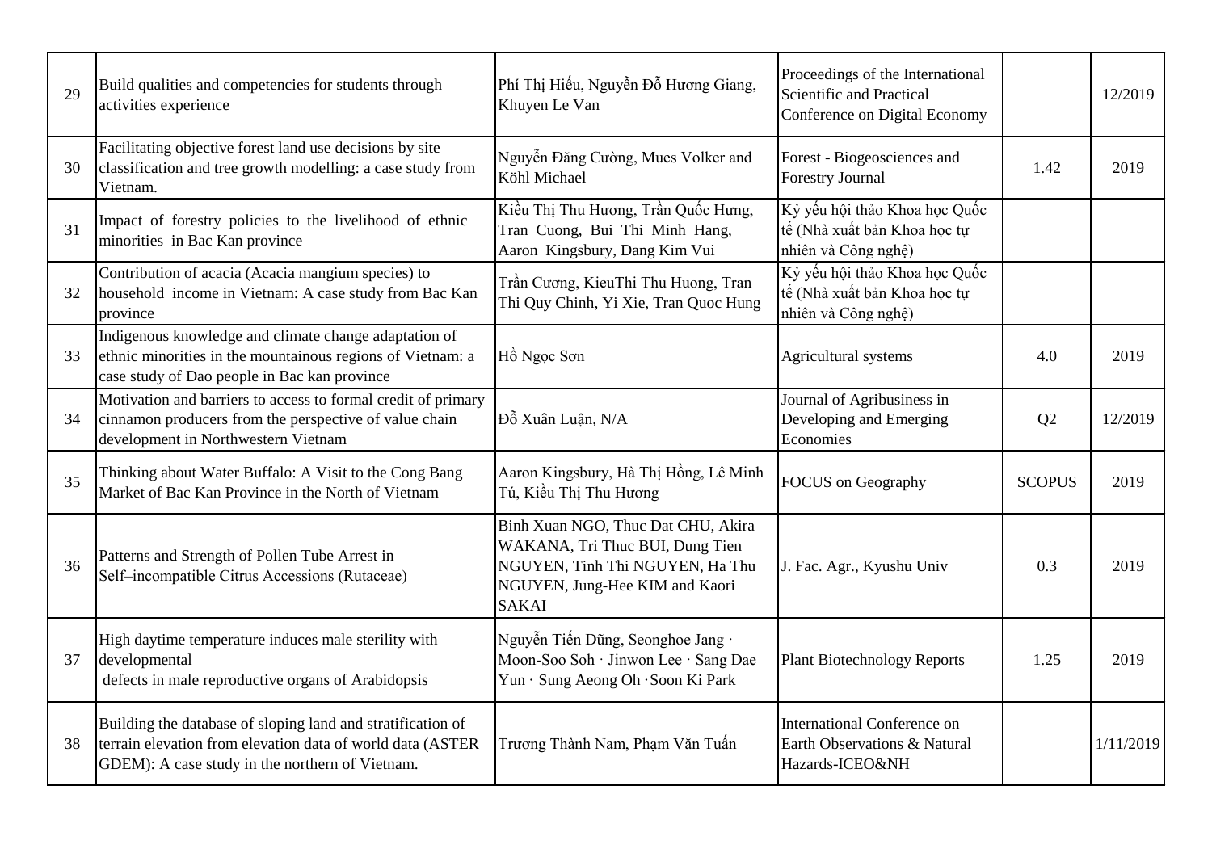| 29 | Build qualities and competencies for students through activities experience | Phí Thị Hiếu, Nguyễn Đỗ Hương Giang, Khuyen Le Van | Proceedings of the International Scientific and Practical Conference on Digital Economy | | 12/2019 |
|---|---|---|---|---|---|
| 30 | Facilitating objective forest land use decisions by site classification and tree growth modelling: a case study from Vietnam. | Nguyễn Đăng Cường, Mues Volker and Köhl Michael | Forest - Biogeosciences and Forestry Journal | 1.42 | 2019 |
| 31 | Impact of forestry policies to the livelihood of ethnic minorities in Bac Kan province | Kiều Thị Thu Hương, Trần Quốc Hưng, Tran Cuong, Bui Thi Minh Hang, Aaron Kingsbury, Dang Kim Vui | Kỷ yếu hội thảo Khoa học Quốc tế (Nhà xuất bản Khoa học tự nhiên và Công nghệ) | | |
| 32 | Contribution of acacia (Acacia mangium species) to household income in Vietnam: A case study from Bac Kan province | Trần Cương, KieuThi Thu Huong, Tran Thi Quy Chinh, Yi Xie, Tran Quoc Hung | Kỷ yếu hội thảo Khoa học Quốc tế (Nhà xuất bản Khoa học tự nhiên và Công nghệ) | | |
| 33 | Indigenous knowledge and climate change adaptation of ethnic minorities in the mountainous regions of Vietnam: a case study of Dao people in Bac kan province | Hồ Ngọc Sơn | Agricultural systems | 4.0 | 2019 |
| 34 | Motivation and barriers to access to formal credit of primary cinnamon producers from the perspective of value chain development in Northwestern Vietnam | Đỗ Xuân Luận, N/A | Journal of Agribusiness in Developing and Emerging Economies | Q2 | 12/2019 |
| 35 | Thinking about Water Buffalo: A Visit to the Cong Bang Market of Bac Kan Province in the North of Vietnam | Aaron Kingsbury, Hà Thị Hồng, Lê Minh Tú, Kiều Thị Thu Hương | FOCUS on Geography | SCOPUS | 2019 |
| 36 | Patterns and Strength of Pollen Tube Arrest in Self–incompatible Citrus Accessions (Rutaceae) | Binh Xuan NGO, Thuc Dat CHU, Akira WAKANA, Tri Thuc BUI, Dung Tien NGUYEN, Tinh Thi NGUYEN, Ha Thu NGUYEN, Jung-Hee KIM and Kaori SAKAI | J. Fac. Agr., Kyushu Univ | 0.3 | 2019 |
| 37 | High daytime temperature induces male sterility with developmental defects in male reproductive organs of Arabidopsis | Nguyễn Tiến Dũng, Seonghoe Jang · Moon-Soo Soh · Jinwon Lee · Sang Dae Yun · Sung Aeong Oh · Soon Ki Park | Plant Biotechnology Reports | 1.25 | 2019 |
| 38 | Building the database of sloping land and stratification of terrain elevation from elevation data of world data (ASTER GDEM): A case study in the northern of Vietnam. | Trương Thành Nam, Phạm Văn Tuấn | International Conference on Earth Observations & Natural Hazards-ICEO&NH | | 1/11/2019 |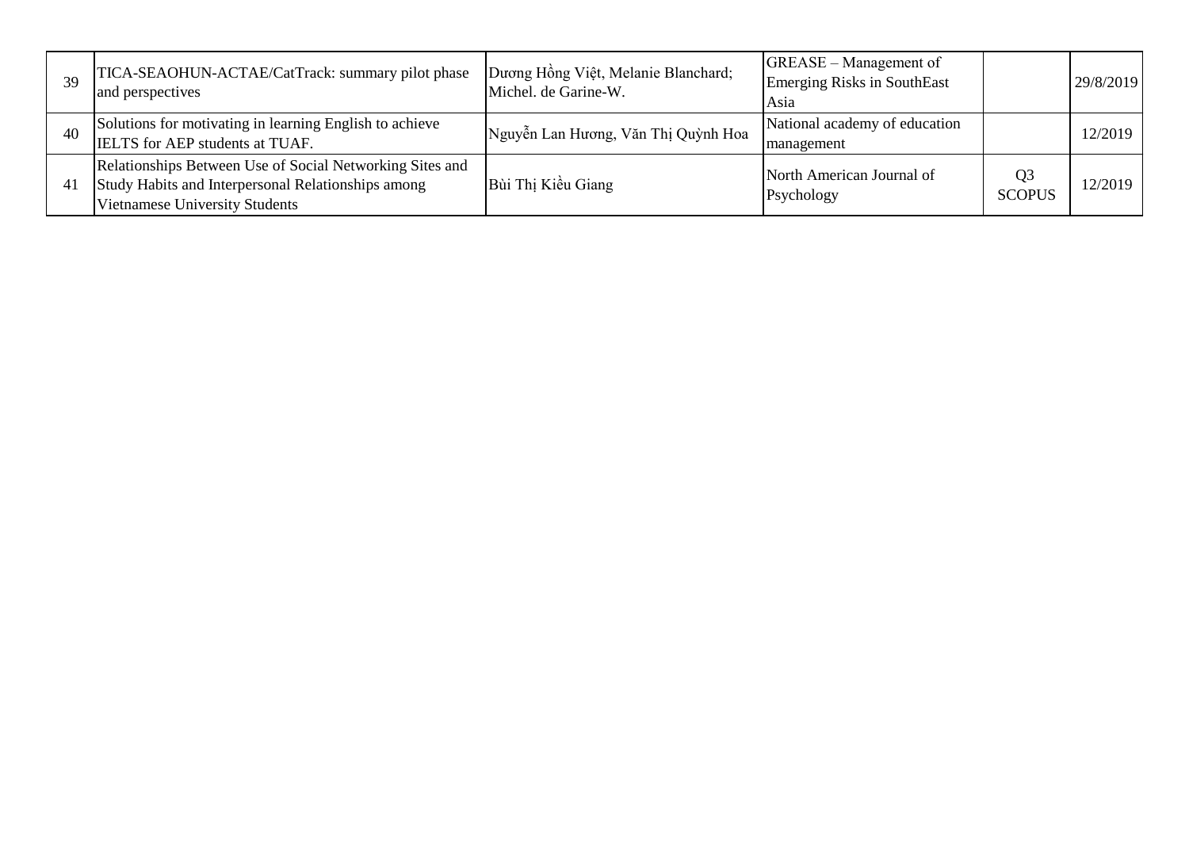| | | | | | |
|---|---|---|---|---|---|
| 39 | TICA-SEAOHUN-ACTAE/CatTrack: summary pilot phase and perspectives | Dương Hồng Việt, Melanie Blanchard; Michel. de Garine-W. | GREASE – Management of Emerging Risks in SouthEast Asia | | 29/8/2019 |
| 40 | Solutions for motivating in learning English to achieve IELTS for AEP students at TUAF. | Nguyễn Lan Hương, Văn Thị Quỳnh Hoa | National academy of education management | | 12/2019 |
| 41 | Relationships Between Use of Social Networking Sites and Study Habits and Interpersonal Relationships among Vietnamese University Students | Bùi Thị Kiều Giang | North American Journal of Psychology | Q3 SCOPUS | 12/2019 |